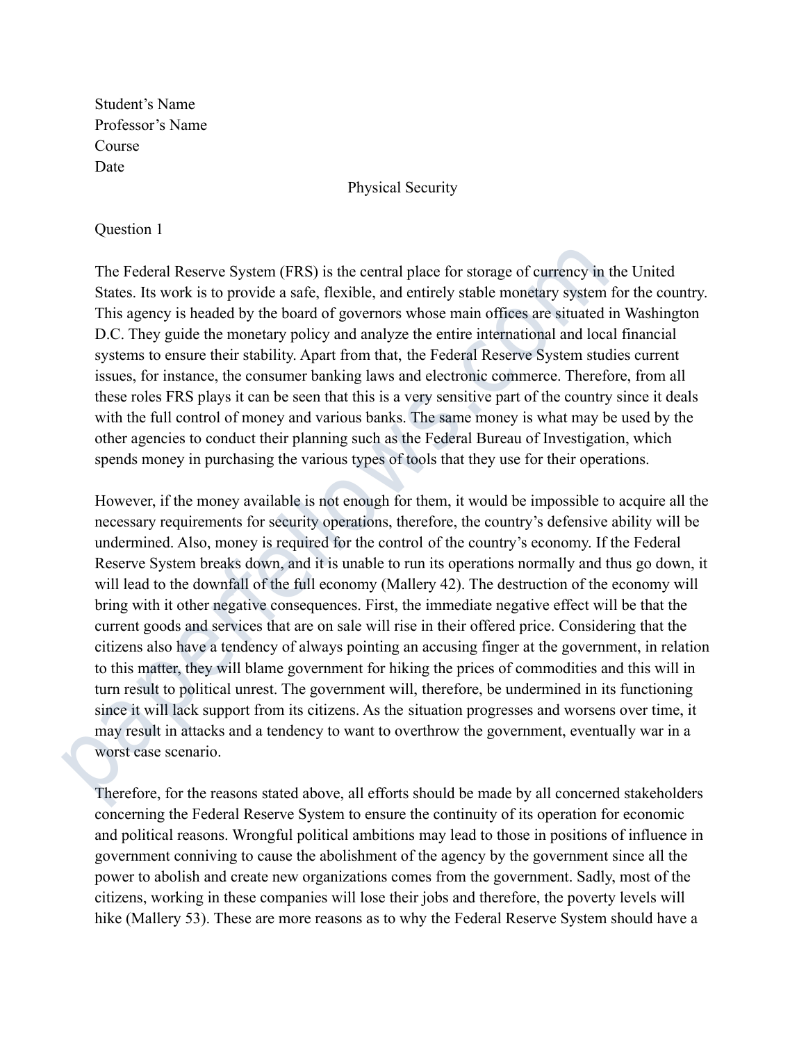Student's Name
Professor's Name
Course
Date

# Physical Security

## Question 1

The Federal Reserve System (FRS) is the central place for storage of currency in the United States. Its work is to provide a safe, flexible, and entirely stable monetary system for the country. This agency is headed by the board of governors whose main offices are situated in Washington D.C. They guide the monetary policy and analyze the entire international and local financial systems to ensure their stability. Apart from that, the Federal Reserve System studies current issues, for instance, the consumer banking laws and electronic commerce. Therefore, from all these roles FRS plays it can be seen that this is a very sensitive part of the country since it deals with the full control of money and various banks. The same money is what may be used by the other agencies to conduct their planning such as the Federal Bureau of Investigation, which spends money in purchasing the various types of tools that they use for their operations.

However, if the money available is not enough for them, it would be impossible to acquire all the necessary requirements for security operations, therefore, the country's defensive ability will be undermined. Also, money is required for the control of the country's economy. If the Federal Reserve System breaks down, and it is unable to run its operations normally and thus go down, it will lead to the downfall of the full economy (Mallery 42). The destruction of the economy will bring with it other negative consequences. First, the immediate negative effect will be that the current goods and services that are on sale will rise in their offered price. Considering that the citizens also have a tendency of always pointing an accusing finger at the government, in relation to this matter, they will blame government for hiking the prices of commodities and this will in turn result to political unrest. The government will, therefore, be undermined in its functioning since it will lack support from its citizens. As the situation progresses and worsens over time, it may result in attacks and a tendency to want to overthrow the government, eventually war in a worst case scenario.

Therefore, for the reasons stated above, all efforts should be made by all concerned stakeholders concerning the Federal Reserve System to ensure the continuity of its operation for economic and political reasons. Wrongful political ambitions may lead to those in positions of influence in government conniving to cause the abolishment of the agency by the government since all the power to abolish and create new organizations comes from the government. Sadly, most of the citizens, working in these companies will lose their jobs and therefore, the poverty levels will hike (Mallery 53). These are more reasons as to why the Federal Reserve System should have a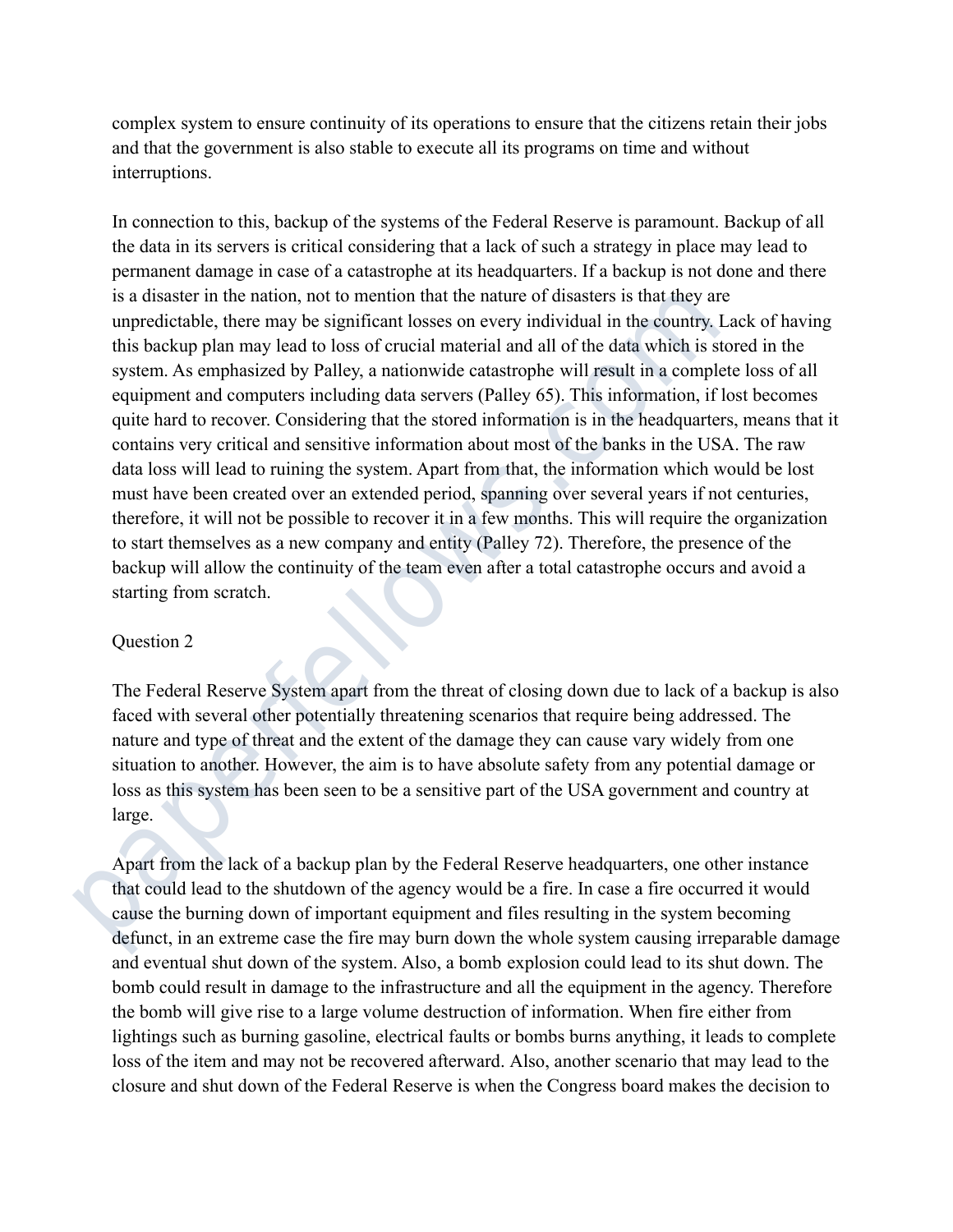complex system to ensure continuity of its operations to ensure that the citizens retain their jobs and that the government is also stable to execute all its programs on time and without interruptions.

In connection to this, backup of the systems of the Federal Reserve is paramount. Backup of all the data in its servers is critical considering that a lack of such a strategy in place may lead to permanent damage in case of a catastrophe at its headquarters. If a backup is not done and there is a disaster in the nation, not to mention that the nature of disasters is that they are unpredictable, there may be significant losses on every individual in the country. Lack of having this backup plan may lead to loss of crucial material and all of the data which is stored in the system. As emphasized by Palley, a nationwide catastrophe will result in a complete loss of all equipment and computers including data servers (Palley 65). This information, if lost becomes quite hard to recover. Considering that the stored information is in the headquarters, means that it contains very critical and sensitive information about most of the banks in the USA. The raw data loss will lead to ruining the system. Apart from that, the information which would be lost must have been created over an extended period, spanning over several years if not centuries, therefore, it will not be possible to recover it in a few months. This will require the organization to start themselves as a new company and entity (Palley 72). Therefore, the presence of the backup will allow the continuity of the team even after a total catastrophe occurs and avoid a starting from scratch.

Question 2

The Federal Reserve System apart from the threat of closing down due to lack of a backup is also faced with several other potentially threatening scenarios that require being addressed. The nature and type of threat and the extent of the damage they can cause vary widely from one situation to another. However, the aim is to have absolute safety from any potential damage or loss as this system has been seen to be a sensitive part of the USA government and country at large.

Apart from the lack of a backup plan by the Federal Reserve headquarters, one other instance that could lead to the shutdown of the agency would be a fire. In case a fire occurred it would cause the burning down of important equipment and files resulting in the system becoming defunct, in an extreme case the fire may burn down the whole system causing irreparable damage and eventual shut down of the system. Also, a bomb explosion could lead to its shut down. The bomb could result in damage to the infrastructure and all the equipment in the agency. Therefore the bomb will give rise to a large volume destruction of information. When fire either from lightings such as burning gasoline, electrical faults or bombs burns anything, it leads to complete loss of the item and may not be recovered afterward. Also, another scenario that may lead to the closure and shut down of the Federal Reserve is when the Congress board makes the decision to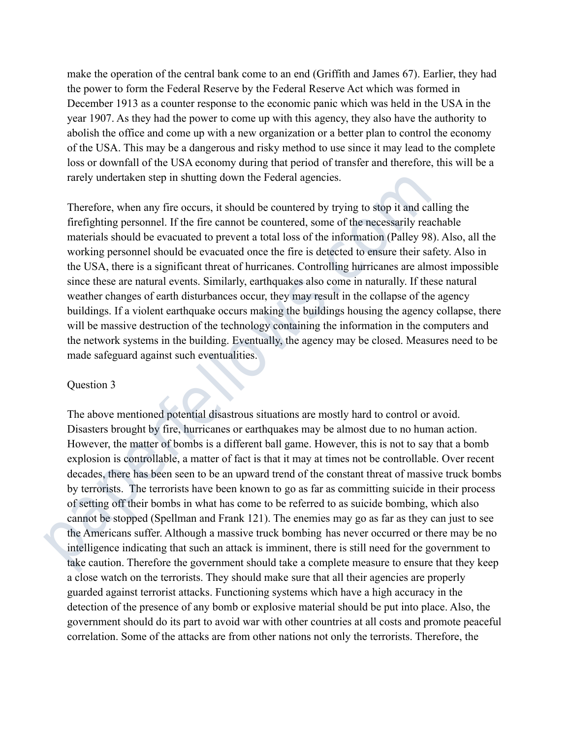make the operation of the central bank come to an end (Griffith and James 67). Earlier, they had the power to form the Federal Reserve by the Federal Reserve Act which was formed in December 1913 as a counter response to the economic panic which was held in the USA in the year 1907. As they had the power to come up with this agency, they also have the authority to abolish the office and come up with a new organization or a better plan to control the economy of the USA. This may be a dangerous and risky method to use since it may lead to the complete loss or downfall of the USA economy during that period of transfer and therefore, this will be a rarely undertaken step in shutting down the Federal agencies.

Therefore, when any fire occurs, it should be countered by trying to stop it and calling the firefighting personnel. If the fire cannot be countered, some of the necessarily reachable materials should be evacuated to prevent a total loss of the information (Palley 98). Also, all the working personnel should be evacuated once the fire is detected to ensure their safety. Also in the USA, there is a significant threat of hurricanes. Controlling hurricanes are almost impossible since these are natural events. Similarly, earthquakes also come in naturally. If these natural weather changes of earth disturbances occur, they may result in the collapse of the agency buildings. If a violent earthquake occurs making the buildings housing the agency collapse, there will be massive destruction of the technology containing the information in the computers and the network systems in the building. Eventually, the agency may be closed. Measures need to be made safeguard against such eventualities.

Question 3

The above mentioned potential disastrous situations are mostly hard to control or avoid. Disasters brought by fire, hurricanes or earthquakes may be almost due to no human action. However, the matter of bombs is a different ball game. However, this is not to say that a bomb explosion is controllable, a matter of fact is that it may at times not be controllable. Over recent decades, there has been seen to be an upward trend of the constant threat of massive truck bombs by terrorists. The terrorists have been known to go as far as committing suicide in their process of setting off their bombs in what has come to be referred to as suicide bombing, which also cannot be stopped (Spellman and Frank 121). The enemies may go as far as they can just to see the Americans suffer. Although a massive truck bombing has never occurred or there may be no intelligence indicating that such an attack is imminent, there is still need for the government to take caution. Therefore the government should take a complete measure to ensure that they keep a close watch on the terrorists. They should make sure that all their agencies are properly guarded against terrorist attacks. Functioning systems which have a high accuracy in the detection of the presence of any bomb or explosive material should be put into place. Also, the government should do its part to avoid war with other countries at all costs and promote peaceful correlation. Some of the attacks are from other nations not only the terrorists. Therefore, the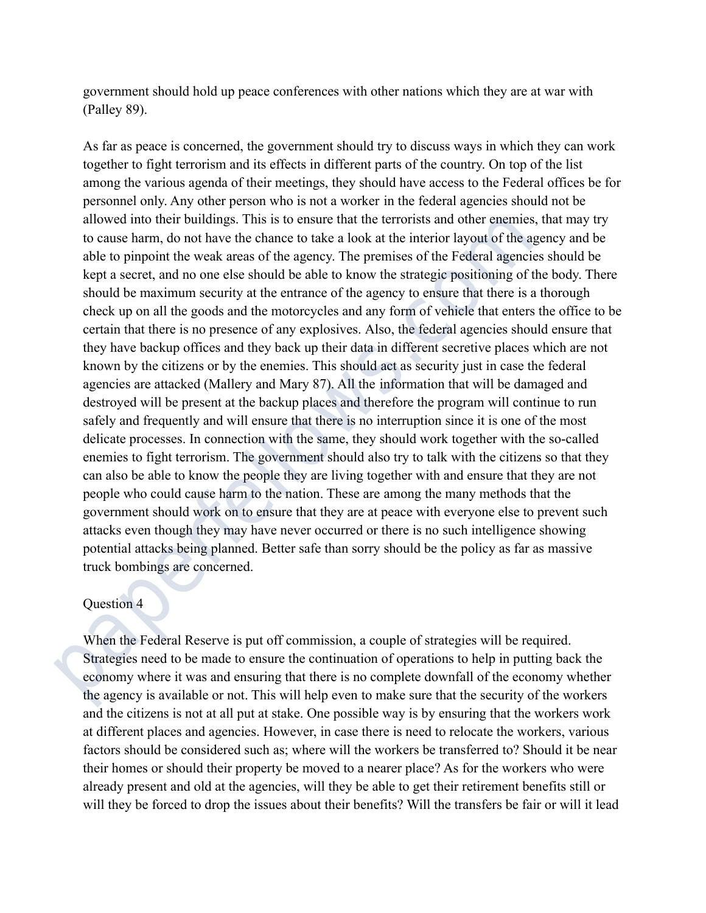government should hold up peace conferences with other nations which they are at war with (Palley 89).

As far as peace is concerned, the government should try to discuss ways in which they can work together to fight terrorism and its effects in different parts of the country. On top of the list among the various agenda of their meetings, they should have access to the Federal offices be for personnel only. Any other person who is not a worker in the federal agencies should not be allowed into their buildings. This is to ensure that the terrorists and other enemies, that may try to cause harm, do not have the chance to take a look at the interior layout of the agency and be able to pinpoint the weak areas of the agency. The premises of the Federal agencies should be kept a secret, and no one else should be able to know the strategic positioning of the body. There should be maximum security at the entrance of the agency to ensure that there is a thorough check up on all the goods and the motorcycles and any form of vehicle that enters the office to be certain that there is no presence of any explosives. Also, the federal agencies should ensure that they have backup offices and they back up their data in different secretive places which are not known by the citizens or by the enemies. This should act as security just in case the federal agencies are attacked (Mallery and Mary 87). All the information that will be damaged and destroyed will be present at the backup places and therefore the program will continue to run safely and frequently and will ensure that there is no interruption since it is one of the most delicate processes. In connection with the same, they should work together with the so-called enemies to fight terrorism. The government should also try to talk with the citizens so that they can also be able to know the people they are living together with and ensure that they are not people who could cause harm to the nation. These are among the many methods that the government should work on to ensure that they are at peace with everyone else to prevent such attacks even though they may have never occurred or there is no such intelligence showing potential attacks being planned. Better safe than sorry should be the policy as far as massive truck bombings are concerned.

Question 4

When the Federal Reserve is put off commission, a couple of strategies will be required. Strategies need to be made to ensure the continuation of operations to help in putting back the economy where it was and ensuring that there is no complete downfall of the economy whether the agency is available or not. This will help even to make sure that the security of the workers and the citizens is not at all put at stake. One possible way is by ensuring that the workers work at different places and agencies. However, in case there is need to relocate the workers, various factors should be considered such as; where will the workers be transferred to? Should it be near their homes or should their property be moved to a nearer place? As for the workers who were already present and old at the agencies, will they be able to get their retirement benefits still or will they be forced to drop the issues about their benefits? Will the transfers be fair or will it lead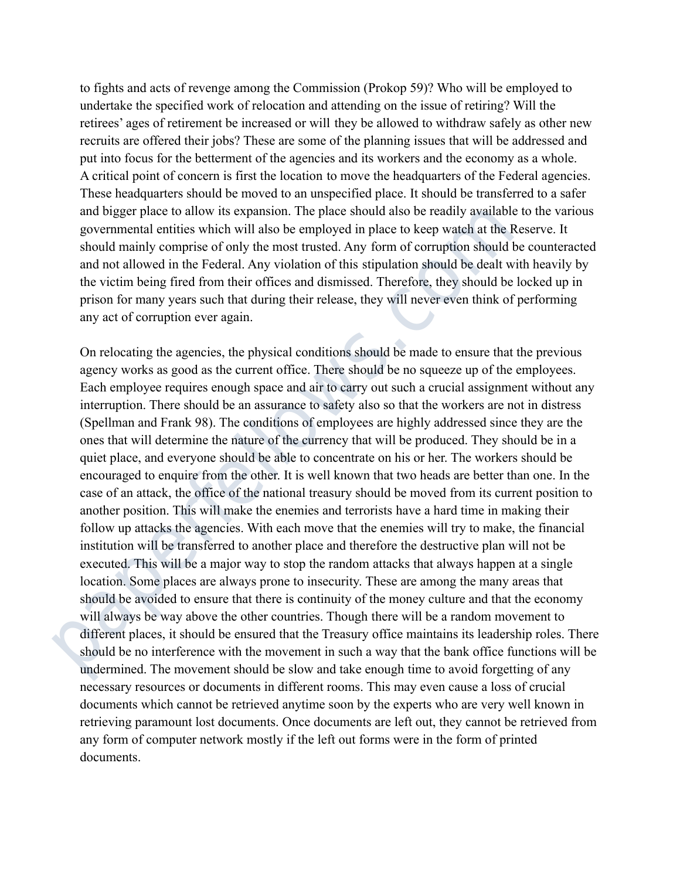to fights and acts of revenge among the Commission (Prokop 59)? Who will be employed to undertake the specified work of relocation and attending on the issue of retiring? Will the retirees' ages of retirement be increased or will they be allowed to withdraw safely as other new recruits are offered their jobs? These are some of the planning issues that will be addressed and put into focus for the betterment of the agencies and its workers and the economy as a whole. A critical point of concern is first the location to move the headquarters of the Federal agencies. These headquarters should be moved to an unspecified place. It should be transferred to a safer and bigger place to allow its expansion. The place should also be readily available to the various governmental entities which will also be employed in place to keep watch at the Reserve. It should mainly comprise of only the most trusted. Any form of corruption should be counteracted and not allowed in the Federal. Any violation of this stipulation should be dealt with heavily by the victim being fired from their offices and dismissed. Therefore, they should be locked up in prison for many years such that during their release, they will never even think of performing any act of corruption ever again.

On relocating the agencies, the physical conditions should be made to ensure that the previous agency works as good as the current office. There should be no squeeze up of the employees. Each employee requires enough space and air to carry out such a crucial assignment without any interruption. There should be an assurance to safety also so that the workers are not in distress (Spellman and Frank 98). The conditions of employees are highly addressed since they are the ones that will determine the nature of the currency that will be produced. They should be in a quiet place, and everyone should be able to concentrate on his or her. The workers should be encouraged to enquire from the other. It is well known that two heads are better than one. In the case of an attack, the office of the national treasury should be moved from its current position to another position. This will make the enemies and terrorists have a hard time in making their follow up attacks the agencies. With each move that the enemies will try to make, the financial institution will be transferred to another place and therefore the destructive plan will not be executed. This will be a major way to stop the random attacks that always happen at a single location. Some places are always prone to insecurity. These are among the many areas that should be avoided to ensure that there is continuity of the money culture and that the economy will always be way above the other countries. Though there will be a random movement to different places, it should be ensured that the Treasury office maintains its leadership roles. There should be no interference with the movement in such a way that the bank office functions will be undermined. The movement should be slow and take enough time to avoid forgetting of any necessary resources or documents in different rooms. This may even cause a loss of crucial documents which cannot be retrieved anytime soon by the experts who are very well known in retrieving paramount lost documents. Once documents are left out, they cannot be retrieved from any form of computer network mostly if the left out forms were in the form of printed documents.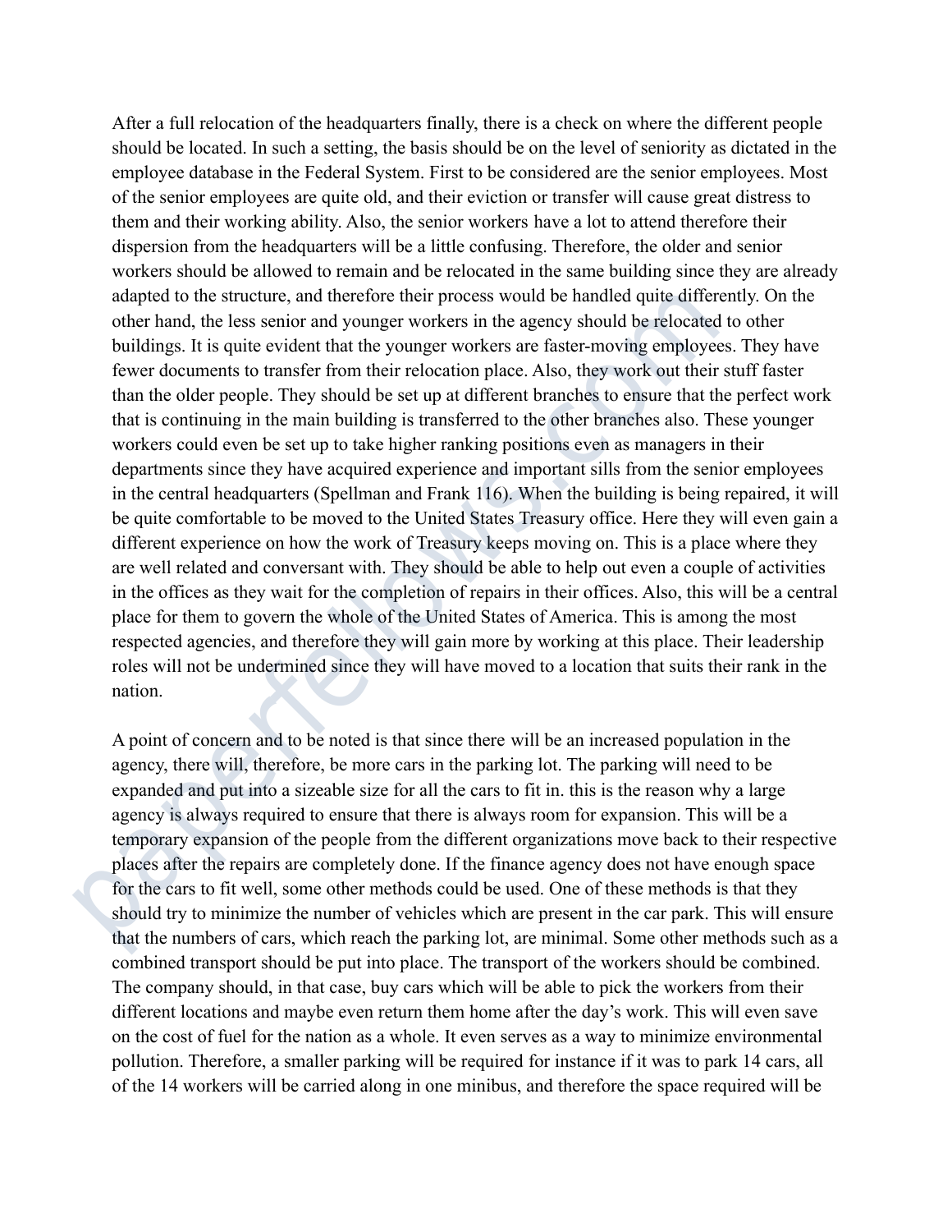After a full relocation of the headquarters finally, there is a check on where the different people should be located. In such a setting, the basis should be on the level of seniority as dictated in the employee database in the Federal System. First to be considered are the senior employees. Most of the senior employees are quite old, and their eviction or transfer will cause great distress to them and their working ability. Also, the senior workers have a lot to attend therefore their dispersion from the headquarters will be a little confusing. Therefore, the older and senior workers should be allowed to remain and be relocated in the same building since they are already adapted to the structure, and therefore their process would be handled quite differently. On the other hand, the less senior and younger workers in the agency should be relocated to other buildings. It is quite evident that the younger workers are faster-moving employees. They have fewer documents to transfer from their relocation place. Also, they work out their stuff faster than the older people. They should be set up at different branches to ensure that the perfect work that is continuing in the main building is transferred to the other branches also. These younger workers could even be set up to take higher ranking positions even as managers in their departments since they have acquired experience and important sills from the senior employees in the central headquarters (Spellman and Frank 116). When the building is being repaired, it will be quite comfortable to be moved to the United States Treasury office. Here they will even gain a different experience on how the work of Treasury keeps moving on. This is a place where they are well related and conversant with. They should be able to help out even a couple of activities in the offices as they wait for the completion of repairs in their offices. Also, this will be a central place for them to govern the whole of the United States of America. This is among the most respected agencies, and therefore they will gain more by working at this place. Their leadership roles will not be undermined since they will have moved to a location that suits their rank in the nation.

A point of concern and to be noted is that since there will be an increased population in the agency, there will, therefore, be more cars in the parking lot. The parking will need to be expanded and put into a sizeable size for all the cars to fit in. this is the reason why a large agency is always required to ensure that there is always room for expansion. This will be a temporary expansion of the people from the different organizations move back to their respective places after the repairs are completely done. If the finance agency does not have enough space for the cars to fit well, some other methods could be used. One of these methods is that they should try to minimize the number of vehicles which are present in the car park. This will ensure that the numbers of cars, which reach the parking lot, are minimal. Some other methods such as a combined transport should be put into place. The transport of the workers should be combined. The company should, in that case, buy cars which will be able to pick the workers from their different locations and maybe even return them home after the day's work. This will even save on the cost of fuel for the nation as a whole. It even serves as a way to minimize environmental pollution. Therefore, a smaller parking will be required for instance if it was to park 14 cars, all of the 14 workers will be carried along in one minibus, and therefore the space required will be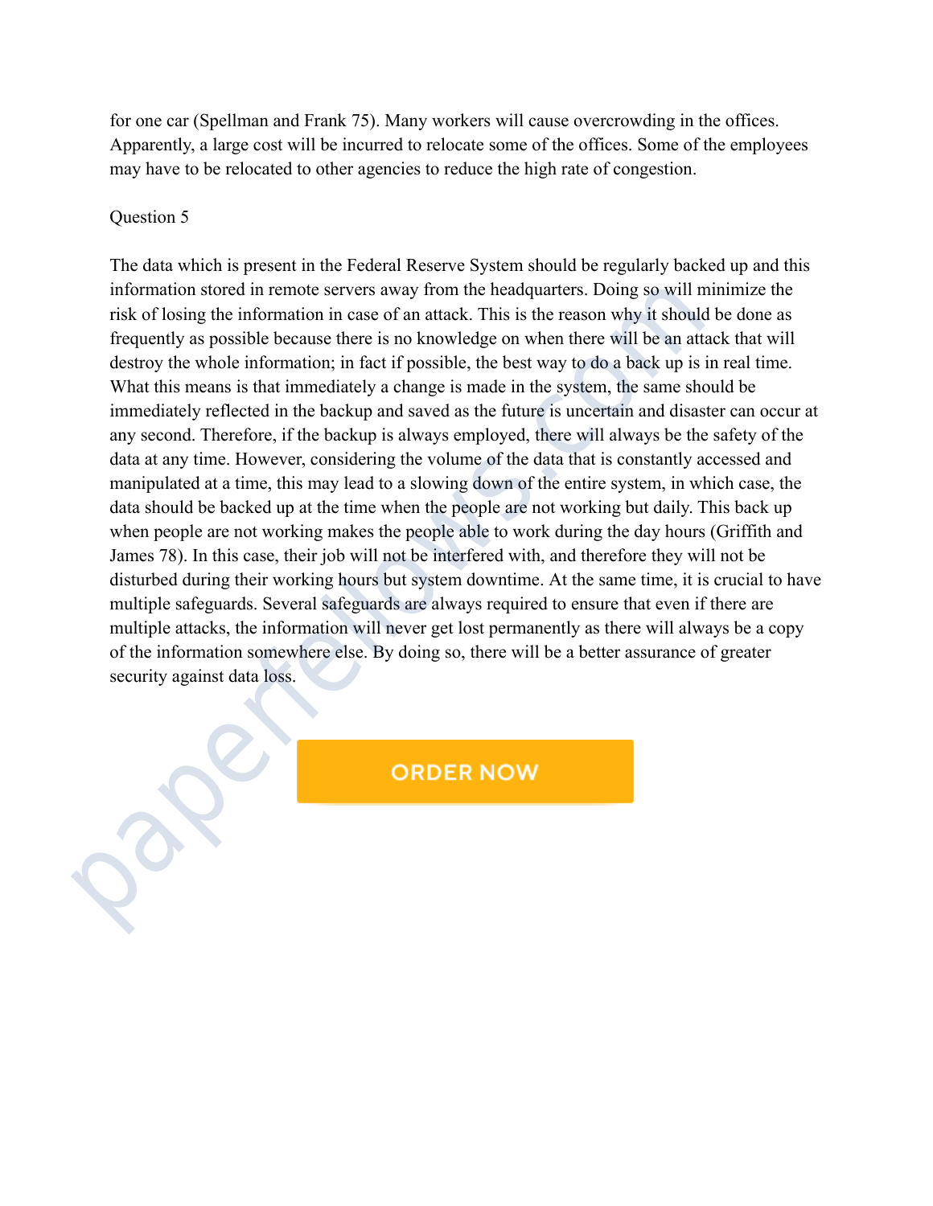for one car (Spellman and Frank 75). Many workers will cause overcrowding in the offices. Apparently, a large cost will be incurred to relocate some of the offices. Some of the employees may have to be relocated to other agencies to reduce the high rate of congestion.

Question 5

The data which is present in the Federal Reserve System should be regularly backed up and this information stored in remote servers away from the headquarters. Doing so will minimize the risk of losing the information in case of an attack. This is the reason why it should be done as frequently as possible because there is no knowledge on when there will be an attack that will destroy the whole information; in fact if possible, the best way to do a back up is in real time. What this means is that immediately a change is made in the system, the same should be immediately reflected in the backup and saved as the future is uncertain and disaster can occur at any second. Therefore, if the backup is always employed, there will always be the safety of the data at any time. However, considering the volume of the data that is constantly accessed and manipulated at a time, this may lead to a slowing down of the entire system, in which case, the data should be backed up at the time when the people are not working but daily. This back up when people are not working makes the people able to work during the day hours (Griffith and James 78). In this case, their job will not be interfered with, and therefore they will not be disturbed during their working hours but system downtime. At the same time, it is crucial to have multiple safeguards. Several safeguards are always required to ensure that even if there are multiple attacks, the information will never get lost permanently as there will always be a copy of the information somewhere else. By doing so, there will be a better assurance of greater security against data loss.